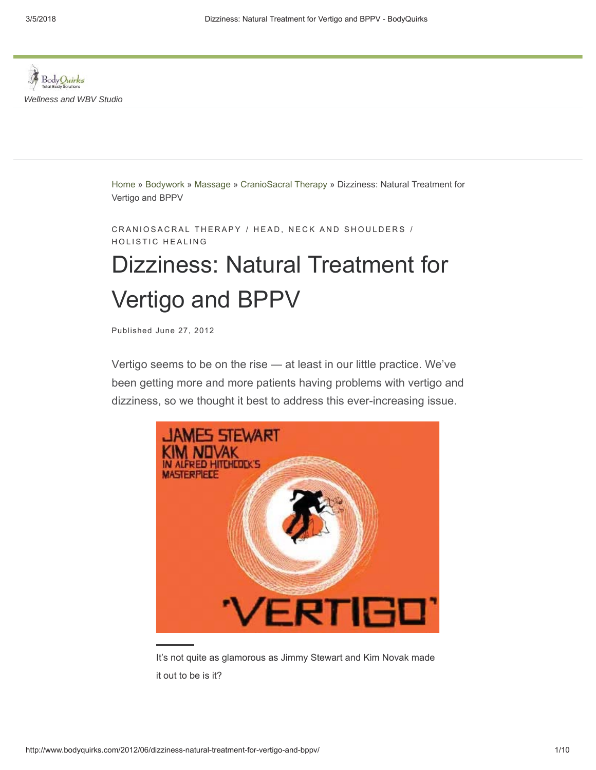BodyQuirks
Total Body Solutions

*Wellness and WBV Studio*

Home » Bodywork » Massage » CranioSacral Therapy » Dizziness: Natural Treatment for Vertigo and BPPV

CRANIOSACRAL THERAPY / HEAD, NECK AND SHOULDERS / HOLISTIC HEALING

# Dizziness: Natural Treatment for Vertigo and BPPV

Published June 27, 2012

Vertigo seems to be on the rise — at least in our little practice. We've been getting more and more patients having problems with vertigo and dizziness, so we thought it best to address this ever-increasing issue.

It's not quite as glamorous as Jimmy Stewart and Kim Novak made it out to be is it?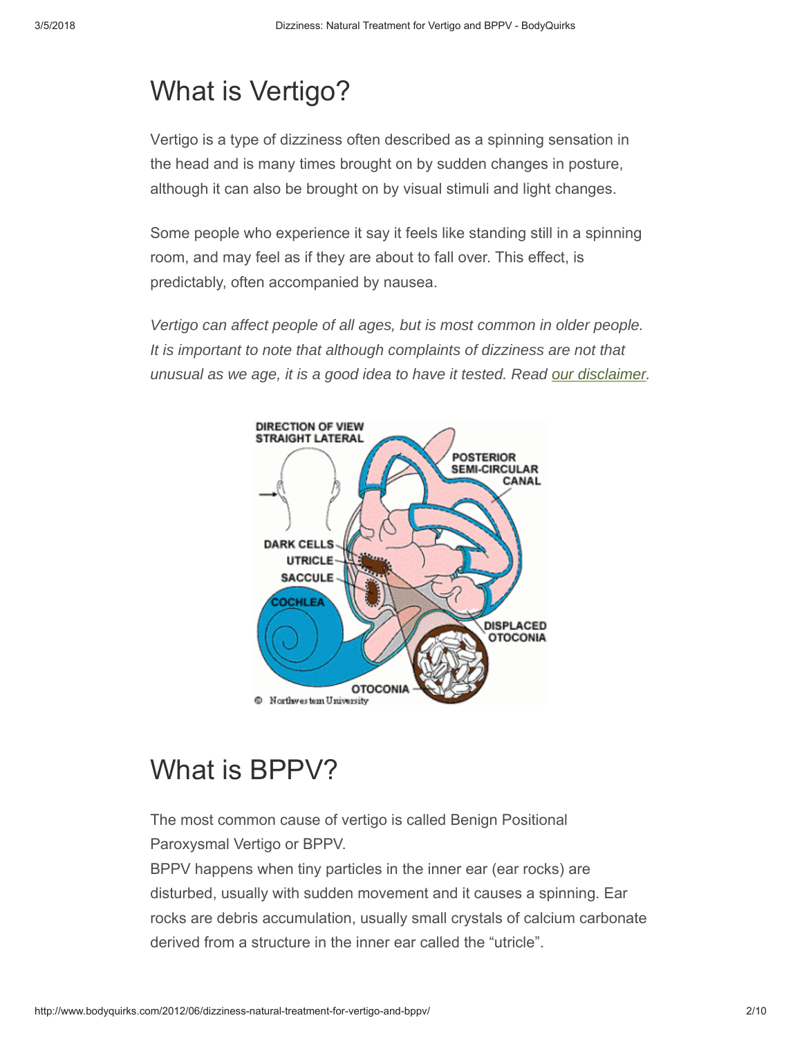## What is Vertigo?

Vertigo is a type of dizziness often described as a spinning sensation in the head and is many times brought on by sudden changes in posture, although it can also be brought on by visual stimuli and light changes.

Some people who experience it say it feels like standing still in a spinning room, and may feel as if they are about to fall over. This effect, is predictably, often accompanied by nausea.

*Vertigo can affect people of all ages, but is most common in older people. It is important to note that although complaints of dizziness are not that unusual as we age, it is a good idea to have it tested. Read our disclaimer.*

## What is BPPV?

The most common cause of vertigo is called Benign Positional Paroxysmal Vertigo or BPPV.

BPPV happens when tiny particles in the inner ear (ear rocks) are disturbed, usually with sudden movement and it causes a spinning. Ear rocks are debris accumulation, usually small crystals of calcium carbonate derived from a structure in the inner ear called the "utricle".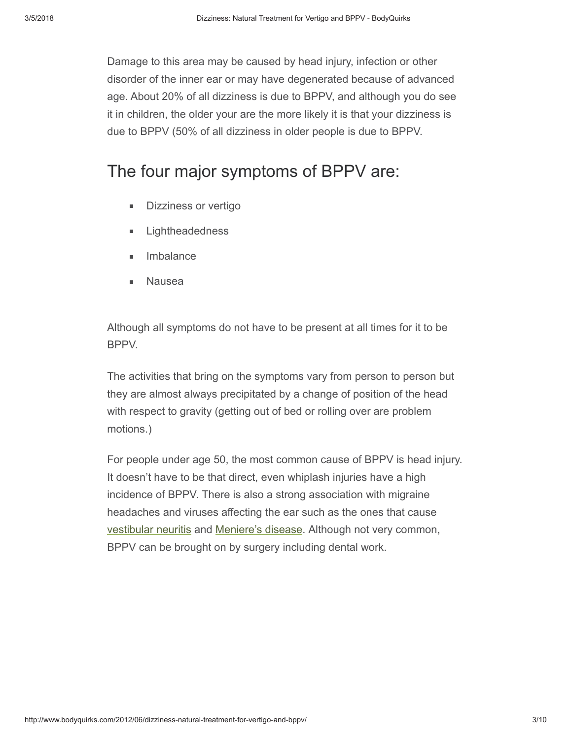Damage to this area may be caused by head injury, infection or other disorder of the inner ear or may have degenerated because of advanced age. About 20% of all dizziness is due to BPPV, and although you do see it in children, the older your are the more likely it is that your dizziness is due to BPPV (50% of all dizziness in older people is due to BPPV.

## The four major symptoms of BPPV are:

- Dizziness or vertigo
- Lightheadedness
- Imbalance
- Nausea

Although all symptoms do not have to be present at all times for it to be BPPV.

The activities that bring on the symptoms vary from person to person but they are almost always precipitated by a change of position of the head with respect to gravity (getting out of bed or rolling over are problem motions.)

For people under age 50, the most common cause of BPPV is head injury. It doesn't have to be that direct, even whiplash injuries have a high incidence of BPPV. There is also a strong association with migraine headaches and viruses affecting the ear such as the ones that cause vestibular neuritis and Meniere's disease. Although not very common, BPPV can be brought on by surgery including dental work.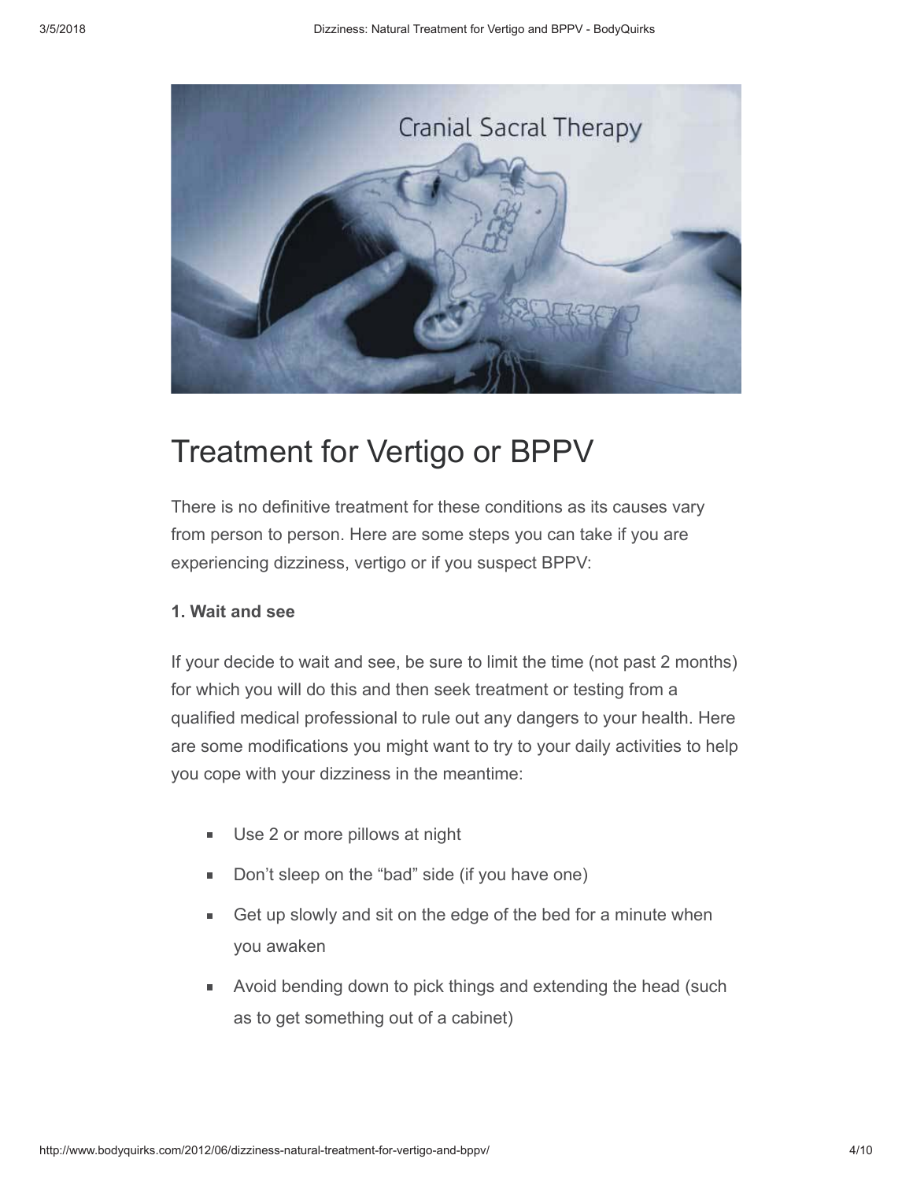## Treatment for Vertigo or BPPV

There is no definitive treatment for these conditions as its causes vary from person to person. Here are some steps you can take if you are experiencing dizziness, vertigo or if you suspect BPPV:

**1. Wait and see**

If your decide to wait and see, be sure to limit the time (not past 2 months) for which you will do this and then seek treatment or testing from a qualified medical professional to rule out any dangers to your health. Here are some modifications you might want to try to your daily activities to help you cope with your dizziness in the meantime:

- Use 2 or more pillows at night
- Don't sleep on the "bad" side (if you have one)
- Get up slowly and sit on the edge of the bed for a minute when you awaken
- Avoid bending down to pick things and extending the head (such as to get something out of a cabinet)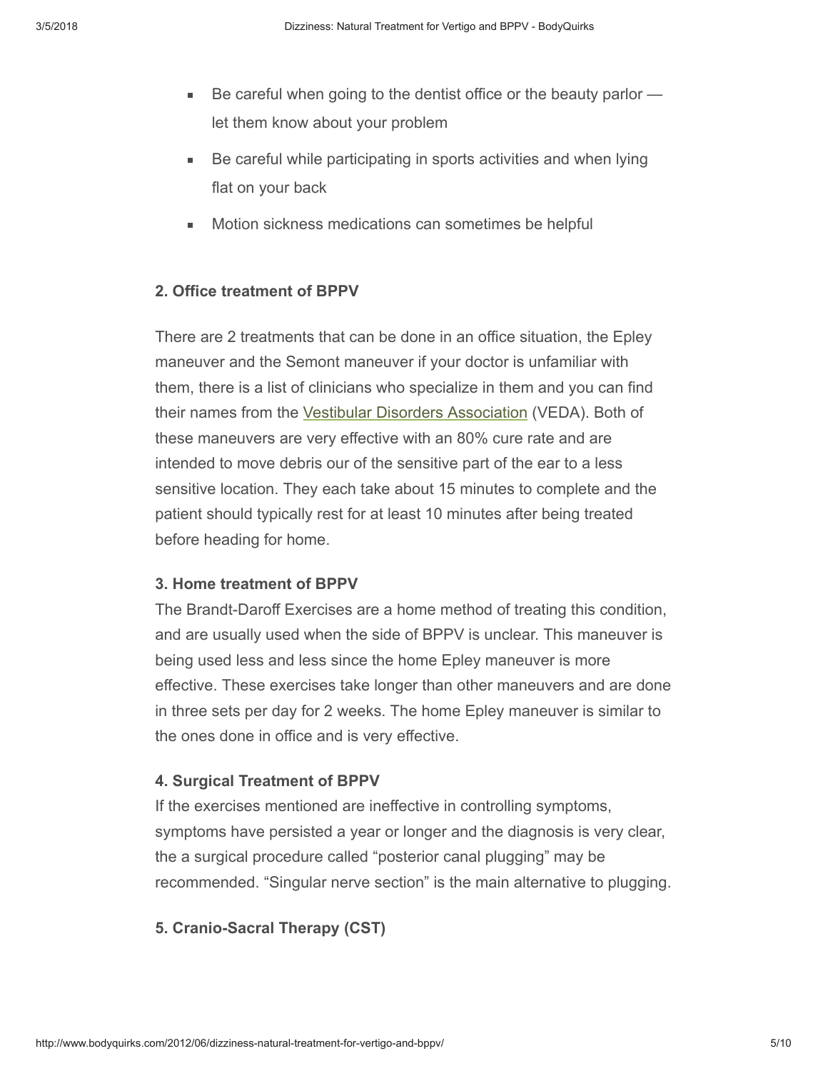- Be careful when going to the dentist office or the beauty parlor — let them know about your problem
- Be careful while participating in sports activities and when lying flat on your back
- Motion sickness medications can sometimes be helpful

**2. Office treatment of BPPV**

There are 2 treatments that can be done in an office situation, the Epley maneuver and the Semont maneuver if your doctor is unfamiliar with them, there is a list of clinicians who specialize in them and you can find their names from the Vestibular Disorders Association (VEDA). Both of these maneuvers are very effective with an 80% cure rate and are intended to move debris our of the sensitive part of the ear to a less sensitive location. They each take about 15 minutes to complete and the patient should typically rest for at least 10 minutes after being treated before heading for home.

**3. Home treatment of BPPV**

The Brandt-Daroff Exercises are a home method of treating this condition, and are usually used when the side of BPPV is unclear. This maneuver is being used less and less since the home Epley maneuver is more effective. These exercises take longer than other maneuvers and are done in three sets per day for 2 weeks. The home Epley maneuver is similar to the ones done in office and is very effective.

**4. Surgical Treatment of BPPV**

If the exercises mentioned are ineffective in controlling symptoms, symptoms have persisted a year or longer and the diagnosis is very clear, the a surgical procedure called "posterior canal plugging" may be recommended. "Singular nerve section" is the main alternative to plugging.

**5. Cranio-Sacral Therapy (CST)**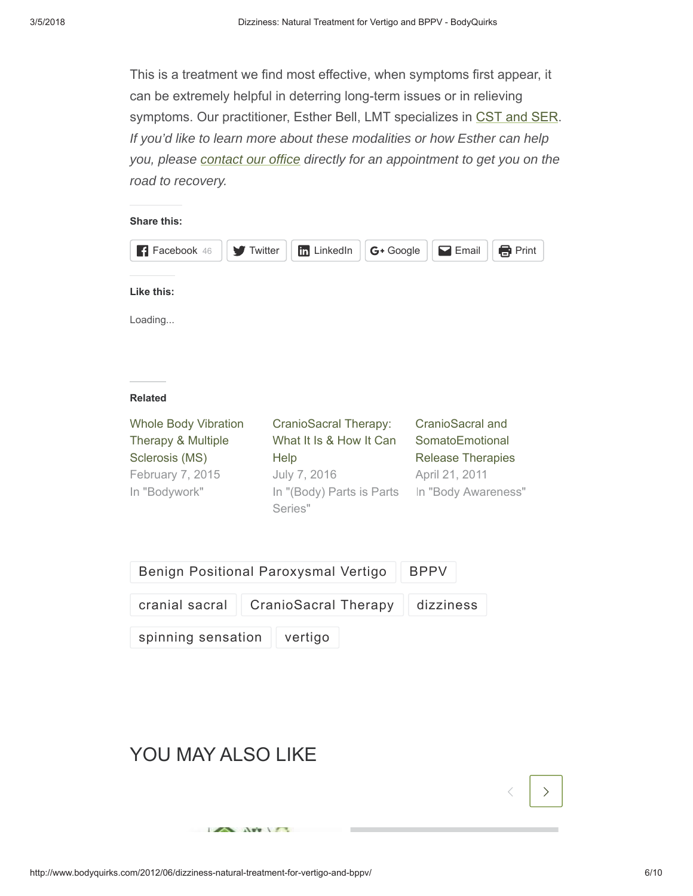This is a treatment we find most effective, when symptoms first appear, it can be extremely helpful in deterring long-term issues or in relieving symptoms. Our practitioner, Esther Bell, LMT specializes in CST and SER. *If you'd like to learn more about these modalities or how Esther can help you, please contact our office directly for an appointment to get you on the road to recovery.*

**Share this:**

Facebook 46 | Twitter | LinkedIn | Google | Email | Print

**Like this:**

Loading...

**Related**

Whole Body Vibration Therapy & Multiple Sclerosis (MS)
February 7, 2015
In "Bodywork"

CranioSacral Therapy: What It Is & How It Can Help
July 7, 2016
In "(Body) Parts is Parts Series"

CranioSacral and SomatoEmotional Release Therapies
April 21, 2011
In "Body Awareness"

Benign Positional Paroxysmal Vertigo | BPPV | cranial sacral | CranioSacral Therapy | dizziness | spinning sensation | vertigo

## YOU MAY ALSO LIKE